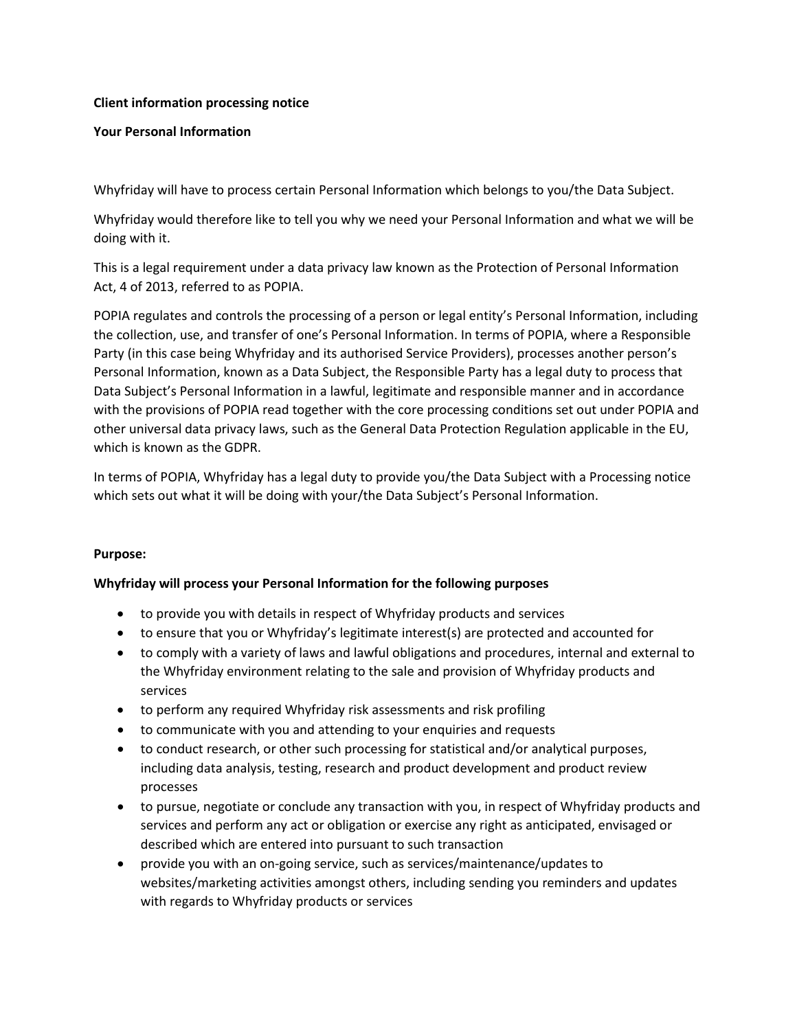**Client information processing notice**

**Your Personal Information**

Whyfriday will have to process certain Personal Information which belongs to you/the Data Subject.

Whyfriday would therefore like to tell you why we need your Personal Information and what we will be doing with it.

This is a legal requirement under a data privacy law known as the Protection of Personal Information Act, 4 of 2013, referred to as POPIA.

POPIA regulates and controls the processing of a person or legal entity's Personal Information, including the collection, use, and transfer of one's Personal Information. In terms of POPIA, where a Responsible Party (in this case being Whyfriday and its authorised Service Providers), processes another person's Personal Information, known as a Data Subject, the Responsible Party has a legal duty to process that Data Subject's Personal Information in a lawful, legitimate and responsible manner and in accordance with the provisions of POPIA read together with the core processing conditions set out under POPIA and other universal data privacy laws, such as the General Data Protection Regulation applicable in the EU, which is known as the GDPR.

In terms of POPIA, Whyfriday has a legal duty to provide you/the Data Subject with a Processing notice which sets out what it will be doing with your/the Data Subject's Personal Information.

**Purpose:**

**Whyfriday will process your Personal Information for the following purposes**

- to provide you with details in respect of Whyfriday products and services
- to ensure that you or Whyfriday's legitimate interest(s) are protected and accounted for
- to comply with a variety of laws and lawful obligations and procedures, internal and external to the Whyfriday environment relating to the sale and provision of Whyfriday products and services
- to perform any required Whyfriday risk assessments and risk profiling
- to communicate with you and attending to your enquiries and requests
- to conduct research, or other such processing for statistical and/or analytical purposes, including data analysis, testing, research and product development and product review processes
- to pursue, negotiate or conclude any transaction with you, in respect of Whyfriday products and services and perform any act or obligation or exercise any right as anticipated, envisaged or described which are entered into pursuant to such transaction
- provide you with an on-going service, such as services/maintenance/updates to websites/marketing activities amongst others, including sending you reminders and updates with regards to Whyfriday products or services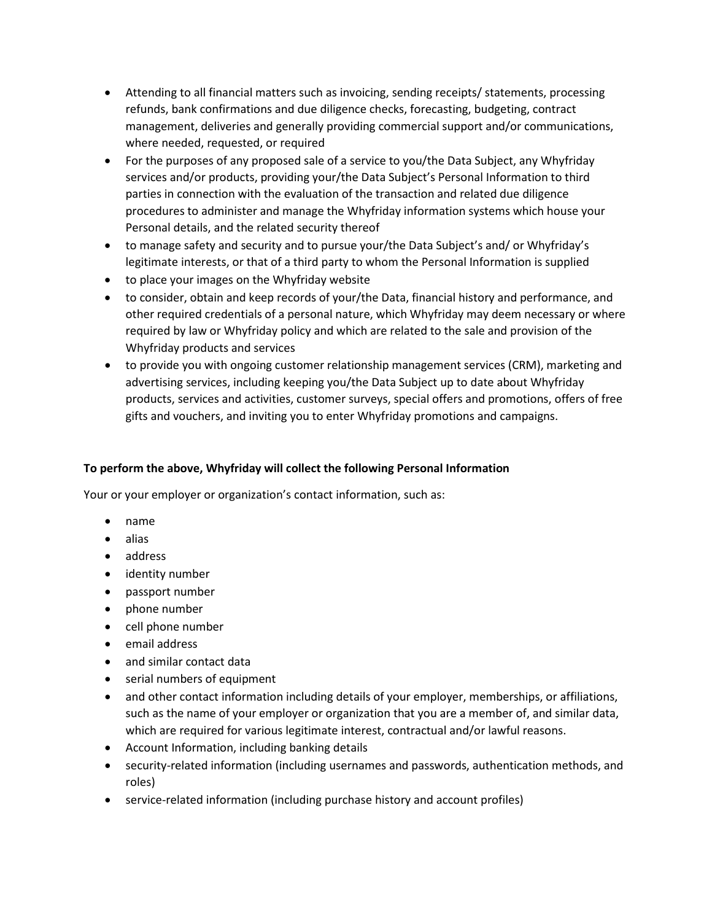- Attending to all financial matters such as invoicing, sending receipts/ statements, processing refunds, bank confirmations and due diligence checks, forecasting, budgeting, contract management, deliveries and generally providing commercial support and/or communications, where needed, requested, or required
- For the purposes of any proposed sale of a service to you/the Data Subject, any Whyfriday services and/or products, providing your/the Data Subject's Personal Information to third parties in connection with the evaluation of the transaction and related due diligence procedures to administer and manage the Whyfriday information systems which house your Personal details, and the related security thereof
- to manage safety and security and to pursue your/the Data Subject's and/ or Whyfriday's legitimate interests, or that of a third party to whom the Personal Information is supplied
- to place your images on the Whyfriday website
- to consider, obtain and keep records of your/the Data, financial history and performance, and other required credentials of a personal nature, which Whyfriday may deem necessary or where required by law or Whyfriday policy and which are related to the sale and provision of the Whyfriday products and services
- to provide you with ongoing customer relationship management services (CRM), marketing and advertising services, including keeping you/the Data Subject up to date about Whyfriday products, services and activities, customer surveys, special offers and promotions, offers of free gifts and vouchers, and inviting you to enter Whyfriday promotions and campaigns.

**To perform the above, Whyfriday will collect the following Personal Information**

Your or your employer or organization's contact information, such as:

- name
- alias
- address
- identity number
- passport number
- phone number
- cell phone number
- email address
- and similar contact data
- serial numbers of equipment
- and other contact information including details of your employer, memberships, or affiliations, such as the name of your employer or organization that you are a member of, and similar data, which are required for various legitimate interest, contractual and/or lawful reasons.
- Account Information, including banking details
- security-related information (including usernames and passwords, authentication methods, and roles)
- service-related information (including purchase history and account profiles)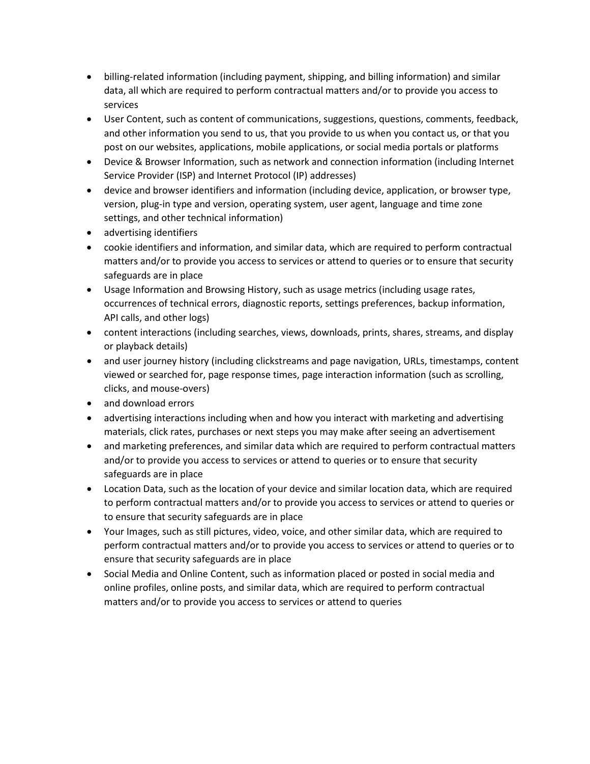- billing-related information (including payment, shipping, and billing information) and similar data, all which are required to perform contractual matters and/or to provide you access to services
- User Content, such as content of communications, suggestions, questions, comments, feedback, and other information you send to us, that you provide to us when you contact us, or that you post on our websites, applications, mobile applications, or social media portals or platforms
- Device & Browser Information, such as network and connection information (including Internet Service Provider (ISP) and Internet Protocol (IP) addresses)
- device and browser identifiers and information (including device, application, or browser type, version, plug-in type and version, operating system, user agent, language and time zone settings, and other technical information)
- advertising identifiers
- cookie identifiers and information, and similar data, which are required to perform contractual matters and/or to provide you access to services or attend to queries or to ensure that security safeguards are in place
- Usage Information and Browsing History, such as usage metrics (including usage rates, occurrences of technical errors, diagnostic reports, settings preferences, backup information, API calls, and other logs)
- content interactions (including searches, views, downloads, prints, shares, streams, and display or playback details)
- and user journey history (including clickstreams and page navigation, URLs, timestamps, content viewed or searched for, page response times, page interaction information (such as scrolling, clicks, and mouse-overs)
- and download errors
- advertising interactions including when and how you interact with marketing and advertising materials, click rates, purchases or next steps you may make after seeing an advertisement
- and marketing preferences, and similar data which are required to perform contractual matters and/or to provide you access to services or attend to queries or to ensure that security safeguards are in place
- Location Data, such as the location of your device and similar location data, which are required to perform contractual matters and/or to provide you access to services or attend to queries or to ensure that security safeguards are in place
- Your Images, such as still pictures, video, voice, and other similar data, which are required to perform contractual matters and/or to provide you access to services or attend to queries or to ensure that security safeguards are in place
- Social Media and Online Content, such as information placed or posted in social media and online profiles, online posts, and similar data, which are required to perform contractual matters and/or to provide you access to services or attend to queries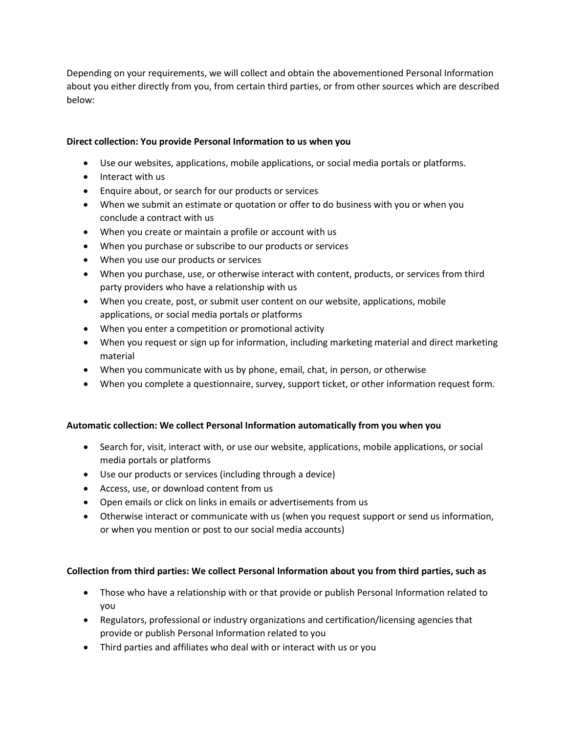Depending on your requirements, we will collect and obtain the abovementioned Personal Information about you either directly from you, from certain third parties, or from other sources which are described below:

**Direct collection: You provide Personal Information to us when you**

- Use our websites, applications, mobile applications, or social media portals or platforms.
- Interact with us
- Enquire about, or search for our products or services
- When we submit an estimate or quotation or offer to do business with you or when you conclude a contract with us
- When you create or maintain a profile or account with us
- When you purchase or subscribe to our products or services
- When you use our products or services
- When you purchase, use, or otherwise interact with content, products, or services from third party providers who have a relationship with us
- When you create, post, or submit user content on our website, applications, mobile applications, or social media portals or platforms
- When you enter a competition or promotional activity
- When you request or sign up for information, including marketing material and direct marketing material
- When you communicate with us by phone, email, chat, in person, or otherwise
- When you complete a questionnaire, survey, support ticket, or other information request form.

**Automatic collection: We collect Personal Information automatically from you when you**

- Search for, visit, interact with, or use our website, applications, mobile applications, or social media portals or platforms
- Use our products or services (including through a device)
- Access, use, or download content from us
- Open emails or click on links in emails or advertisements from us
- Otherwise interact or communicate with us (when you request support or send us information, or when you mention or post to our social media accounts)

**Collection from third parties: We collect Personal Information about you from third parties, such as**

- Those who have a relationship with or that provide or publish Personal Information related to you
- Regulators, professional or industry organizations and certification/licensing agencies that provide or publish Personal Information related to you
- Third parties and affiliates who deal with or interact with us or you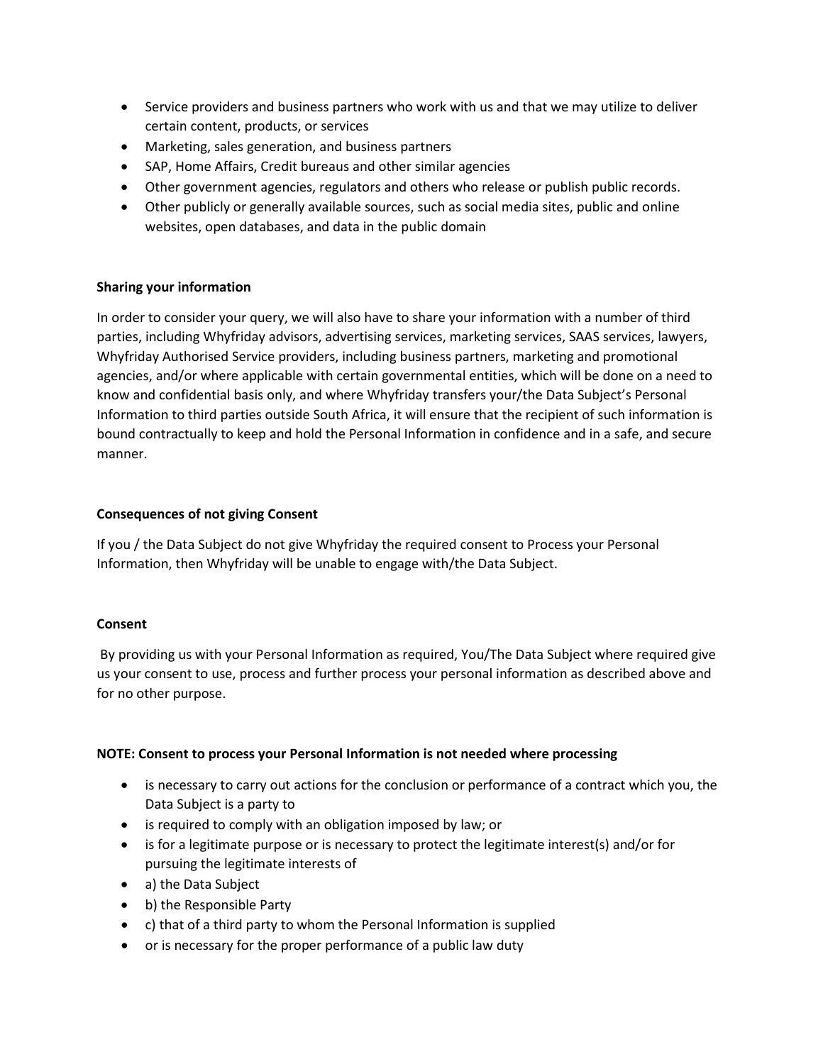- Service providers and business partners who work with us and that we may utilize to deliver certain content, products, or services
- Marketing, sales generation, and business partners
- SAP, Home Affairs, Credit bureaus and other similar agencies
- Other government agencies, regulators and others who release or publish public records.
- Other publicly or generally available sources, such as social media sites, public and online websites, open databases, and data in the public domain

**Sharing your information**

In order to consider your query, we will also have to share your information with a number of third parties, including Whyfriday advisors, advertising services, marketing services, SAAS services, lawyers, Whyfriday Authorised Service providers, including business partners, marketing and promotional agencies, and/or where applicable with certain governmental entities, which will be done on a need to know and confidential basis only, and where Whyfriday transfers your/the Data Subject's Personal Information to third parties outside South Africa, it will ensure that the recipient of such information is bound contractually to keep and hold the Personal Information in confidence and in a safe, and secure manner.

**Consequences of not giving Consent**

If you / the Data Subject do not give Whyfriday the required consent to Process your Personal Information, then Whyfriday will be unable to engage with/the Data Subject.

**Consent**

By providing us with your Personal Information as required, You/The Data Subject where required give us your consent to use, process and further process your personal information as described above and for no other purpose.

**NOTE: Consent to process your Personal Information is not needed where processing**

- is necessary to carry out actions for the conclusion or performance of a contract which you, the Data Subject is a party to
- is required to comply with an obligation imposed by law; or
- is for a legitimate purpose or is necessary to protect the legitimate interest(s) and/or for pursuing the legitimate interests of
- a) the Data Subject
- b) the Responsible Party
- c) that of a third party to whom the Personal Information is supplied
- or is necessary for the proper performance of a public law duty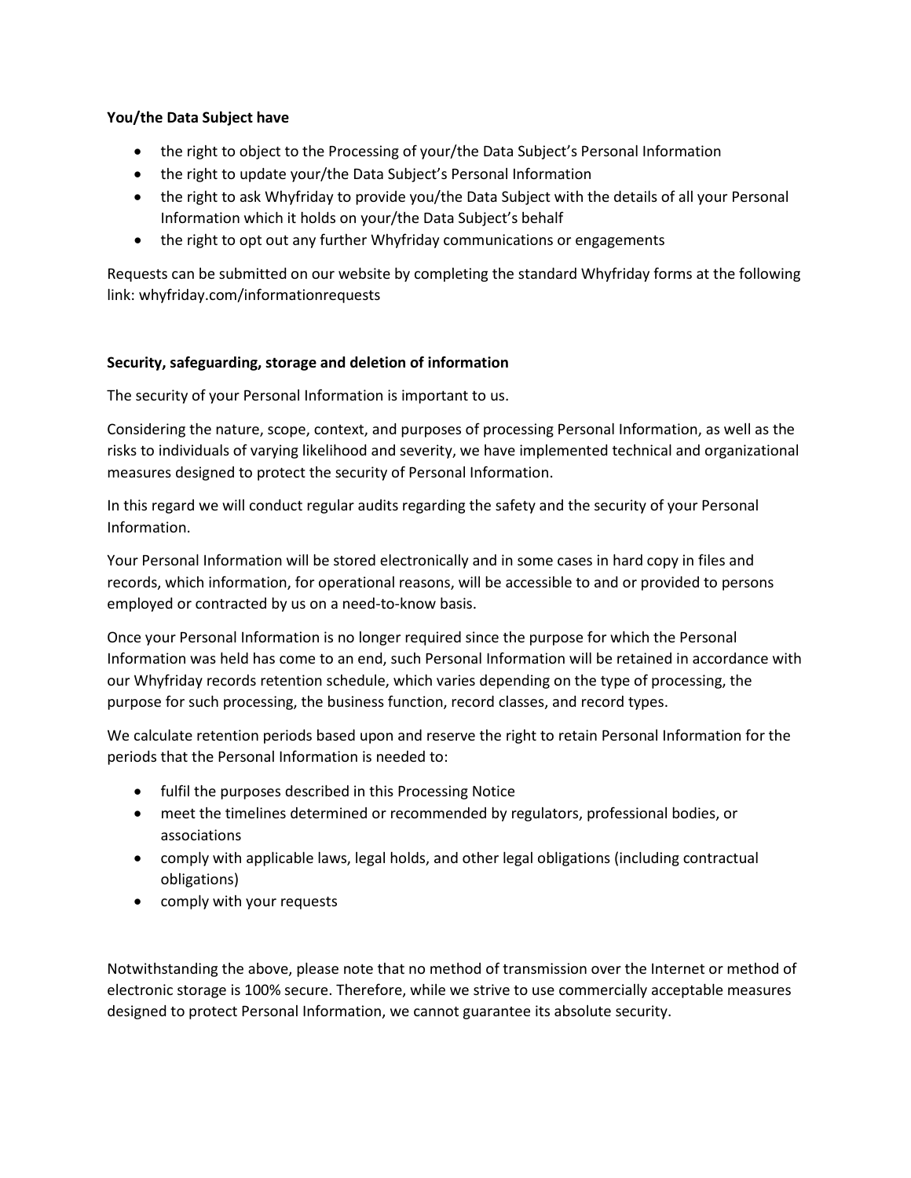**You/the Data Subject have**

- the right to object to the Processing of your/the Data Subject's Personal Information
- the right to update your/the Data Subject's Personal Information
- the right to ask Whyfriday to provide you/the Data Subject with the details of all your Personal Information which it holds on your/the Data Subject's behalf
- the right to opt out any further Whyfriday communications or engagements

Requests can be submitted on our website by completing the standard Whyfriday forms at the following link: whyfriday.com/informationrequests

**Security, safeguarding, storage and deletion of information**

The security of your Personal Information is important to us.

Considering the nature, scope, context, and purposes of processing Personal Information, as well as the risks to individuals of varying likelihood and severity, we have implemented technical and organizational measures designed to protect the security of Personal Information.

In this regard we will conduct regular audits regarding the safety and the security of your Personal Information.

Your Personal Information will be stored electronically and in some cases in hard copy in files and records, which information, for operational reasons, will be accessible to and or provided to persons employed or contracted by us on a need-to-know basis.

Once your Personal Information is no longer required since the purpose for which the Personal Information was held has come to an end, such Personal Information will be retained in accordance with our Whyfriday records retention schedule, which varies depending on the type of processing, the purpose for such processing, the business function, record classes, and record types.

We calculate retention periods based upon and reserve the right to retain Personal Information for the periods that the Personal Information is needed to:

- fulfil the purposes described in this Processing Notice
- meet the timelines determined or recommended by regulators, professional bodies, or associations
- comply with applicable laws, legal holds, and other legal obligations (including contractual obligations)
- comply with your requests

Notwithstanding the above, please note that no method of transmission over the Internet or method of electronic storage is 100% secure. Therefore, while we strive to use commercially acceptable measures designed to protect Personal Information, we cannot guarantee its absolute security.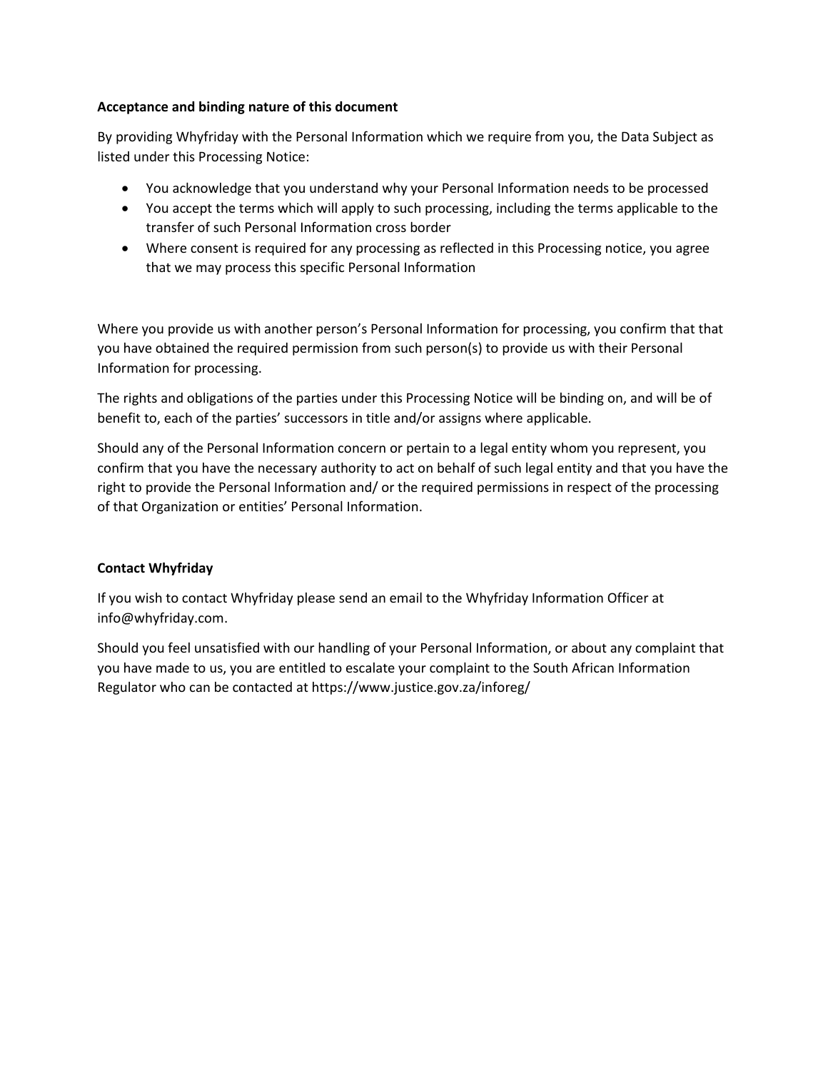**Acceptance and binding nature of this document**

By providing Whyfriday with the Personal Information which we require from you, the Data Subject as listed under this Processing Notice:

- You acknowledge that you understand why your Personal Information needs to be processed
- You accept the terms which will apply to such processing, including the terms applicable to the transfer of such Personal Information cross border
- Where consent is required for any processing as reflected in this Processing notice, you agree that we may process this specific Personal Information

Where you provide us with another person's Personal Information for processing, you confirm that that you have obtained the required permission from such person(s) to provide us with their Personal Information for processing.

The rights and obligations of the parties under this Processing Notice will be binding on, and will be of benefit to, each of the parties' successors in title and/or assigns where applicable.

Should any of the Personal Information concern or pertain to a legal entity whom you represent, you confirm that you have the necessary authority to act on behalf of such legal entity and that you have the right to provide the Personal Information and/ or the required permissions in respect of the processing of that Organization or entities' Personal Information.

**Contact Whyfriday**

If you wish to contact Whyfriday please send an email to the Whyfriday Information Officer at info@whyfriday.com.

Should you feel unsatisfied with our handling of your Personal Information, or about any complaint that you have made to us, you are entitled to escalate your complaint to the South African Information Regulator who can be contacted at https://www.justice.gov.za/inforeg/